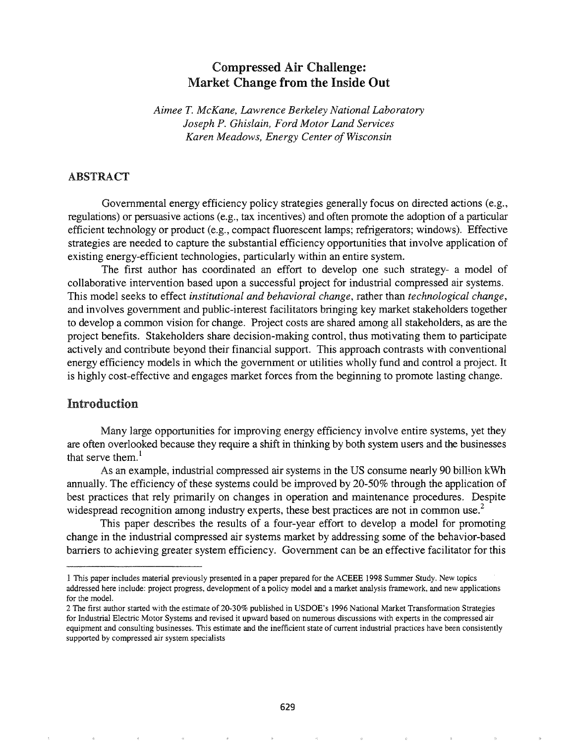# Compressed Air Challenge: Market Change from the Inside Out

*Aimee T. McKane, Lawrence Berkeley National Laboratory*
*Joseph P. Ghislain, Ford Motor Land Services*
*Karen Meadows, Energy Center of Wisconsin*

## ABSTRACT

Governmental energy efficiency policy strategies generally focus on directed actions (e.g., regulations) or persuasive actions (e.g., tax incentives) and often promote the adoption of a particular efficient technology or product (e.g., compact fluorescent lamps; refrigerators; windows). Effective strategies are needed to capture the substantial efficiency opportunities that involve application of existing energy-efficient technologies, particularly within an entire system.

The first author has coordinated an effort to develop one such strategy- a model of collaborative intervention based upon a successful project for industrial compressed air systems. This model seeks to effect *institutional and behavioral change*, rather than *technological change*, and involves government and public-interest facilitators bringing key market stakeholders together to develop a common vision for change. Project costs are shared among all stakeholders, as are the project benefits. Stakeholders share decision-making control, thus motivating them to participate actively and contribute beyond their financial support. This approach contrasts with conventional energy efficiency models in which the government or utilities wholly fund and control a project. It is highly cost-effective and engages market forces from the beginning to promote lasting change.

## Introduction

Many large opportunities for improving energy efficiency involve entire systems, yet they are often overlooked because they require a shift in thinking by both system users and the businesses that serve them.[1]

As an example, industrial compressed air systems in the US consume nearly 90 billion kWh annually. The efficiency of these systems could be improved by 20-50% through the application of best practices that rely primarily on changes in operation and maintenance procedures. Despite widespread recognition among industry experts, these best practices are not in common use.[2]

This paper describes the results of a four-year effort to develop a model for promoting change in the industrial compressed air systems market by addressing some of the behavior-based barriers to achieving greater system efficiency. Government can be an effective facilitator for this

---

1 This paper includes material previously presented in a paper prepared for the ACEEE 1998 Summer Study. New topics addressed here include: project progress, development of a policy model and a market analysis framework, and new applications for the model.

2 The first author started with the estimate of 20-30% published in USDOE's 1996 National Market Transformation Strategies for Industrial Electric Motor Systems and revised it upward based on numerous discussions with experts in the compressed air equipment and consulting businesses. This estimate and the inefficient state of current industrial practices have been consistently supported by compressed air system specialists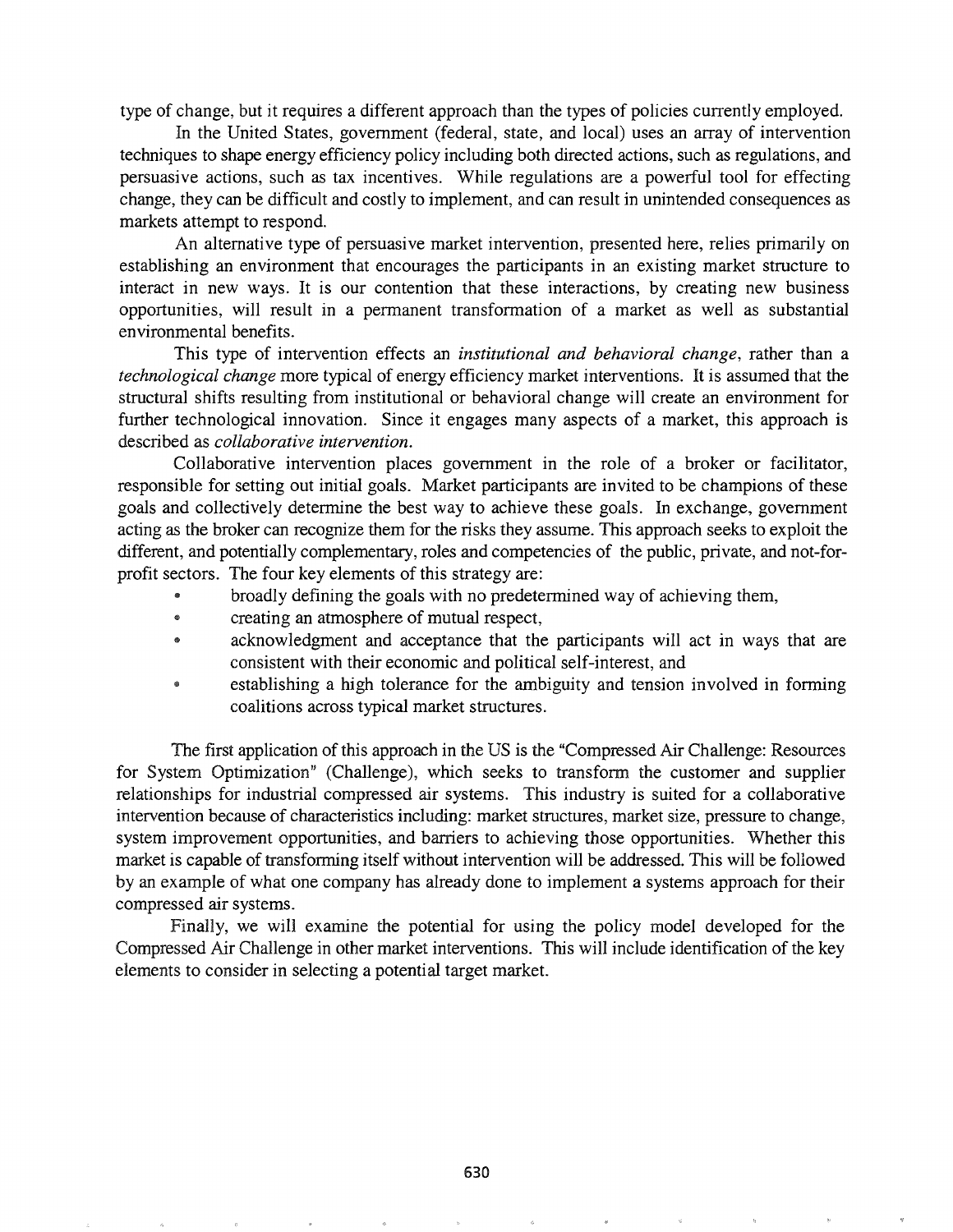type of change, but it requires a different approach than the types of policies currently employed.

In the United States, government (federal, state, and local) uses an array of intervention techniques to shape energy efficiency policy including both directed actions, such as regulations, and persuasive actions, such as tax incentives. While regulations are a powerful tool for effecting change, they can be difficult and costly to implement, and can result in unintended consequences as markets attempt to respond.

An alternative type of persuasive market intervention, presented here, relies primarily on establishing an environment that encourages the participants in an existing market structure to interact in new ways. It is our contention that these interactions, by creating new business opportunities, will result in a permanent transformation of a market as well as substantial environmental benefits.

This type of intervention effects an *institutional and behavioral change*, rather than a *technological change* more typical of energy efficiency market interventions. It is assumed that the structural shifts resulting from institutional or behavioral change will create an environment for further technological innovation. Since it engages many aspects of a market, this approach is described as *collaborative intervention*.

Collaborative intervention places government in the role of a broker or facilitator, responsible for setting out initial goals. Market participants are invited to be champions of these goals and collectively determine the best way to achieve these goals. In exchange, government acting as the broker can recognize them for the risks they assume. This approach seeks to exploit the different, and potentially complementary, roles and competencies of the public, private, and not-for-profit sectors. The four key elements of this strategy are:

- broadly defining the goals with no predetermined way of achieving them,
- creating an atmosphere of mutual respect,
- acknowledgment and acceptance that the participants will act in ways that are consistent with their economic and political self-interest, and
- establishing a high tolerance for the ambiguity and tension involved in forming coalitions across typical market structures.

The first application of this approach in the US is the "Compressed Air Challenge: Resources for System Optimization" (Challenge), which seeks to transform the customer and supplier relationships for industrial compressed air systems. This industry is suited for a collaborative intervention because of characteristics including: market structures, market size, pressure to change, system improvement opportunities, and barriers to achieving those opportunities. Whether this market is capable of transforming itself without intervention will be addressed. This will be followed by an example of what one company has already done to implement a systems approach for their compressed air systems.

Finally, we will examine the potential for using the policy model developed for the Compressed Air Challenge in other market interventions. This will include identification of the key elements to consider in selecting a potential target market.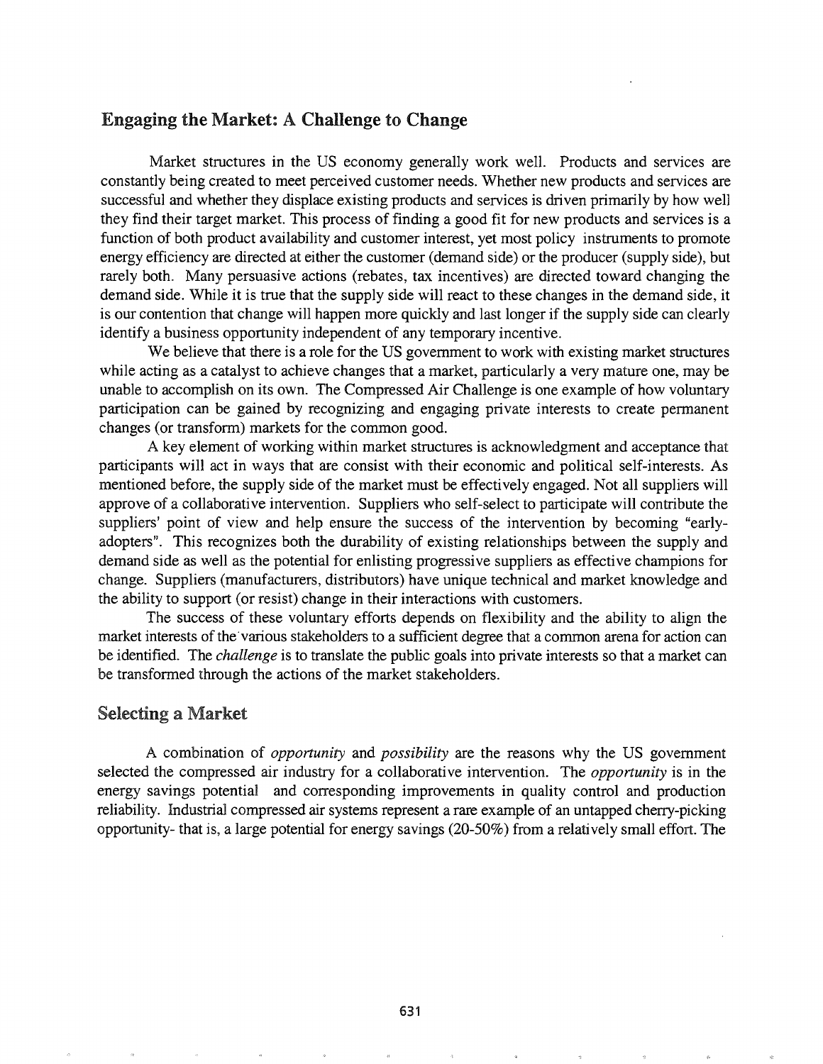## Engaging the Market: A Challenge to Change

Market structures in the US economy generally work well. Products and services are constantly being created to meet perceived customer needs. Whether new products and services are successful and whether they displace existing products and services is driven primarily by how well they find their target market. This process of finding a good fit for new products and services is a function of both product availability and customer interest, yet most policy instruments to promote energy efficiency are directed at either the customer (demand side) or the producer (supply side), but rarely both. Many persuasive actions (rebates, tax incentives) are directed toward changing the demand side. While it is true that the supply side will react to these changes in the demand side, it is our contention that change will happen more quickly and last longer if the supply side can clearly identify a business opportunity independent of any temporary incentive.

We believe that there is a role for the US government to work with existing market structures while acting as a catalyst to achieve changes that a market, particularly a very mature one, may be unable to accomplish on its own. The Compressed Air Challenge is one example of how voluntary participation can be gained by recognizing and engaging private interests to create permanent changes (or transform) markets for the common good.

A key element of working within market structures is acknowledgment and acceptance that participants will act in ways that are consist with their economic and political self-interests. As mentioned before, the supply side of the market must be effectively engaged. Not all suppliers will approve of a collaborative intervention. Suppliers who self-select to participate will contribute the suppliers' point of view and help ensure the success of the intervention by becoming "early-adopters". This recognizes both the durability of existing relationships between the supply and demand side as well as the potential for enlisting progressive suppliers as effective champions for change. Suppliers (manufacturers, distributors) have unique technical and market knowledge and the ability to support (or resist) change in their interactions with customers.

The success of these voluntary efforts depends on flexibility and the ability to align the market interests of the various stakeholders to a sufficient degree that a common arena for action can be identified. The *challenge* is to translate the public goals into private interests so that a market can be transformed through the actions of the market stakeholders.

## Selecting a Market

A combination of *opportunity* and *possibility* are the reasons why the US government selected the compressed air industry for a collaborative intervention. The *opportunity* is in the energy savings potential and corresponding improvements in quality control and production reliability. Industrial compressed air systems represent a rare example of an untapped cherry-picking opportunity- that is, a large potential for energy savings (20-50%) from a relatively small effort. The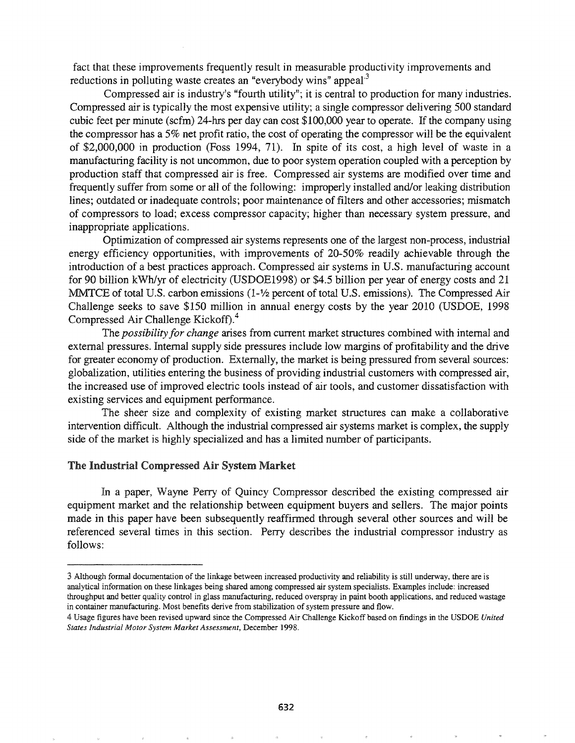fact that these improvements frequently result in measurable productivity improvements and reductions in polluting waste creates an "everybody wins" appeal[3]

Compressed air is industry's "fourth utility"; it is central to production for many industries. Compressed air is typically the most expensive utility; a single compressor delivering 500 standard cubic feet per minute (scfm) 24-hrs per day can cost $100,000 year to operate. If the company using the compressor has a 5% net profit ratio, the cost of operating the compressor will be the equivalent of $2,000,000 in production (Foss 1994, 71). In spite of its cost, a high level of waste in a manufacturing facility is not uncommon, due to poor system operation coupled with a perception by production staff that compressed air is free. Compressed air systems are modified over time and frequently suffer from some or all of the following: improperly installed and/or leaking distribution lines; outdated or inadequate controls; poor maintenance of filters and other accessories; mismatch of compressors to load; excess compressor capacity; higher than necessary system pressure, and inappropriate applications.

Optimization of compressed air systems represents one of the largest non-process, industrial energy efficiency opportunities, with improvements of 20-50% readily achievable through the introduction of a best practices approach. Compressed air systems in U.S. manufacturing account for 90 billion kWh/yr of electricity (USDOE1998) or $4.5 billion per year of energy costs and 21 MMTCE of total U.S. carbon emissions (1-½ percent of total U.S. emissions). The Compressed Air Challenge seeks to save $150 million in annual energy costs by the year 2010 (USDOE, 1998 Compressed Air Challenge Kickoff).[4]

The *possibility for change* arises from current market structures combined with internal and external pressures. Internal supply side pressures include low margins of profitability and the drive for greater economy of production. Externally, the market is being pressured from several sources: globalization, utilities entering the business of providing industrial customers with compressed air, the increased use of improved electric tools instead of air tools, and customer dissatisfaction with existing services and equipment performance.

The sheer size and complexity of existing market structures can make a collaborative intervention difficult. Although the industrial compressed air systems market is complex, the supply side of the market is highly specialized and has a limited number of participants.

## The Industrial Compressed Air System Market

In a paper, Wayne Perry of Quincy Compressor described the existing compressed air equipment market and the relationship between equipment buyers and sellers. The major points made in this paper have been subsequently reaffirmed through several other sources and will be referenced several times in this section. Perry describes the industrial compressor industry as follows:

---

3 Although formal documentation of the linkage between increased productivity and reliability is still underway, there are is analytical information on these linkages being shared among compressed air system specialists. Examples include: increased throughput and better quality control in glass manufacturing, reduced overspray in paint booth applications, and reduced wastage in container manufacturing. Most benefits derive from stabilization of system pressure and flow.

4 Usage figures have been revised upward since the Compressed Air Challenge Kickoff based on findings in the USDOE *United States Industrial Motor System Market Assessment*, December 1998.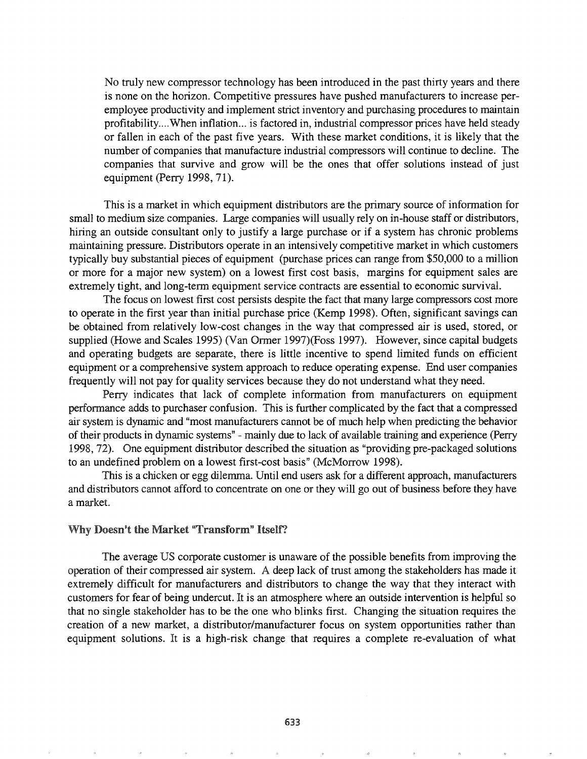> No truly new compressor technology has been introduced in the past thirty years and there is none on the horizon. Competitive pressures have pushed manufacturers to increase per-employee productivity and implement strict inventory and purchasing procedures to maintain profitability....When inflation... is factored in, industrial compressor prices have held steady or fallen in each of the past five years. With these market conditions, it is likely that the number of companies that manufacture industrial compressors will continue to decline. The companies that survive and grow will be the ones that offer solutions instead of just equipment (Perry 1998, 71).

This is a market in which equipment distributors are the primary source of information for small to medium size companies. Large companies will usually rely on in-house staff or distributors, hiring an outside consultant only to justify a large purchase or if a system has chronic problems maintaining pressure. Distributors operate in an intensively competitive market in which customers typically buy substantial pieces of equipment (purchase prices can range from $50,000 to a million or more for a major new system) on a lowest first cost basis, margins for equipment sales are extremely tight, and long-term equipment service contracts are essential to economic survival.

The focus on lowest first cost persists despite the fact that many large compressors cost more to operate in the first year than initial purchase price (Kemp 1998). Often, significant savings can be obtained from relatively low-cost changes in the way that compressed air is used, stored, or supplied (Howe and Scales 1995) (Van Ormer 1997)(Foss 1997). However, since capital budgets and operating budgets are separate, there is little incentive to spend limited funds on efficient equipment or a comprehensive system approach to reduce operating expense. End user companies frequently will not pay for quality services because they do not understand what they need.

Perry indicates that lack of complete information from manufacturers on equipment performance adds to purchaser confusion. This is further complicated by the fact that a compressed air system is dynamic and "most manufacturers cannot be of much help when predicting the behavior of their products in dynamic systems" - mainly due to lack of available training and experience (Perry 1998, 72). One equipment distributor described the situation as "providing pre-packaged solutions to an undefined problem on a lowest first-cost basis" (McMorrow 1998).

This is a chicken or egg dilemma. Until end users ask for a different approach, manufacturers and distributors cannot afford to concentrate on one or they will go out of business before they have a market.

### Why Doesn't the Market "Transform" Itself?

The average US corporate customer is unaware of the possible benefits from improving the operation of their compressed air system. A deep lack of trust among the stakeholders has made it extremely difficult for manufacturers and distributors to change the way that they interact with customers for fear of being undercut. It is an atmosphere where an outside intervention is helpful so that no single stakeholder has to be the one who blinks first. Changing the situation requires the creation of a new market, a distributor/manufacturer focus on system opportunities rather than equipment solutions. It is a high-risk change that requires a complete re-evaluation of what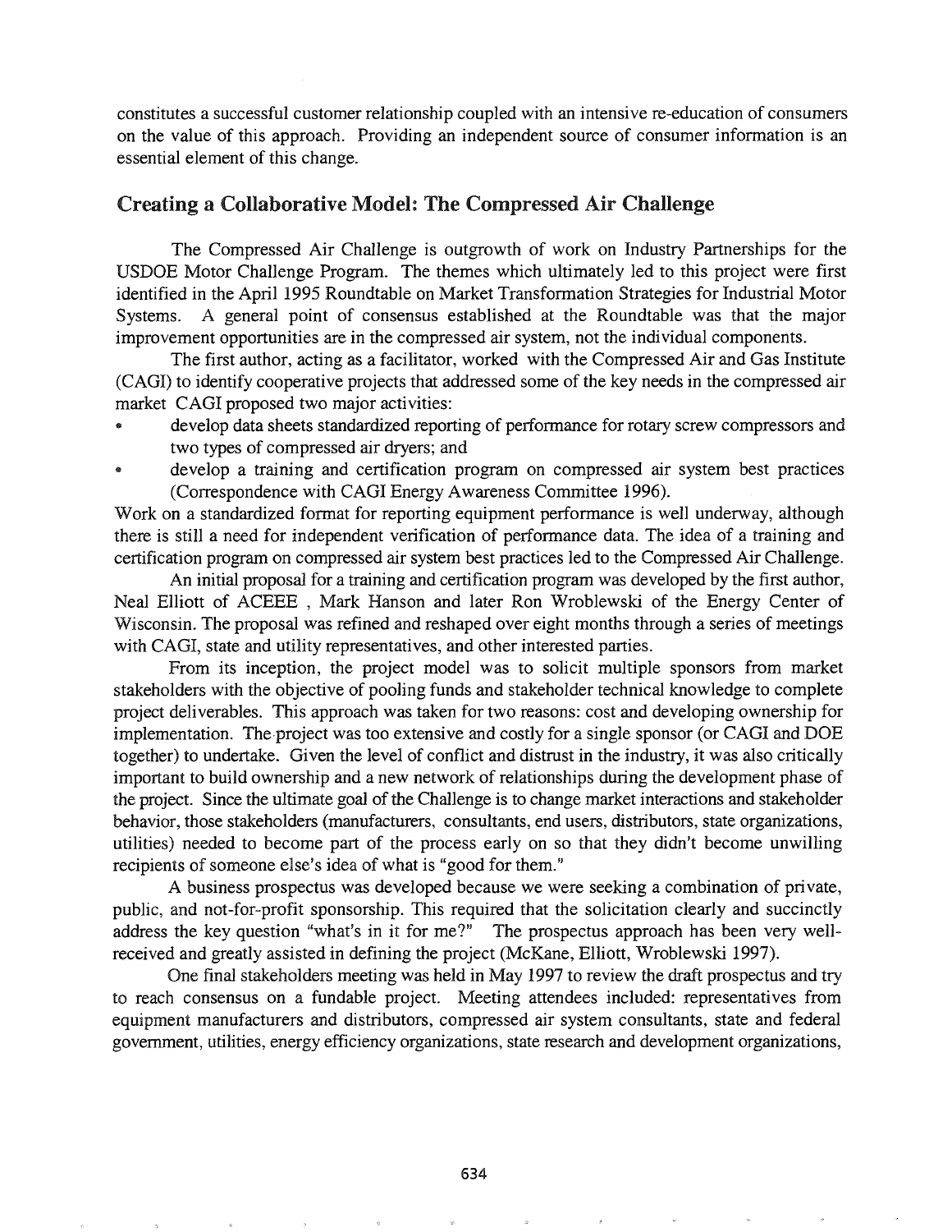constitutes a successful customer relationship coupled with an intensive re-education of consumers on the value of this approach. Providing an independent source of consumer information is an essential element of this change.

## Creating a Collaborative Model: The Compressed Air Challenge

The Compressed Air Challenge is outgrowth of work on Industry Partnerships for the USDOE Motor Challenge Program. The themes which ultimately led to this project were first identified in the April 1995 Roundtable on Market Transformation Strategies for Industrial Motor Systems. A general point of consensus established at the Roundtable was that the major improvement opportunities are in the compressed air system, not the individual components.

The first author, acting as a facilitator, worked with the Compressed Air and Gas Institute (CAGI) to identify cooperative projects that addressed some of the key needs in the compressed air market CAGI proposed two major activities:

- develop data sheets standardized reporting of performance for rotary screw compressors and two types of compressed air dryers; and
- develop a training and certification program on compressed air system best practices (Correspondence with CAGI Energy Awareness Committee 1996).

Work on a standardized format for reporting equipment performance is well underway, although there is still a need for independent verification of performance data. The idea of a training and certification program on compressed air system best practices led to the Compressed Air Challenge.

An initial proposal for a training and certification program was developed by the first author, Neal Elliott of ACEEE , Mark Hanson and later Ron Wroblewski of the Energy Center of Wisconsin. The proposal was refined and reshaped over eight months through a series of meetings with CAGI, state and utility representatives, and other interested parties.

From its inception, the project model was to solicit multiple sponsors from market stakeholders with the objective of pooling funds and stakeholder technical knowledge to complete project deliverables. This approach was taken for two reasons: cost and developing ownership for implementation. The project was too extensive and costly for a single sponsor (or CAGI and DOE together) to undertake. Given the level of conflict and distrust in the industry, it was also critically important to build ownership and a new network of relationships during the development phase of the project. Since the ultimate goal of the Challenge is to change market interactions and stakeholder behavior, those stakeholders (manufacturers, consultants, end users, distributors, state organizations, utilities) needed to become part of the process early on so that they didn't become unwilling recipients of someone else's idea of what is "good for them."

A business prospectus was developed because we were seeking a combination of private, public, and not-for-profit sponsorship. This required that the solicitation clearly and succinctly address the key question "what's in it for me?" The prospectus approach has been very well-received and greatly assisted in defining the project (McKane, Elliott, Wroblewski 1997).

One final stakeholders meeting was held in May 1997 to review the draft prospectus and try to reach consensus on a fundable project. Meeting attendees included: representatives from equipment manufacturers and distributors, compressed air system consultants, state and federal government, utilities, energy efficiency organizations, state research and development organizations,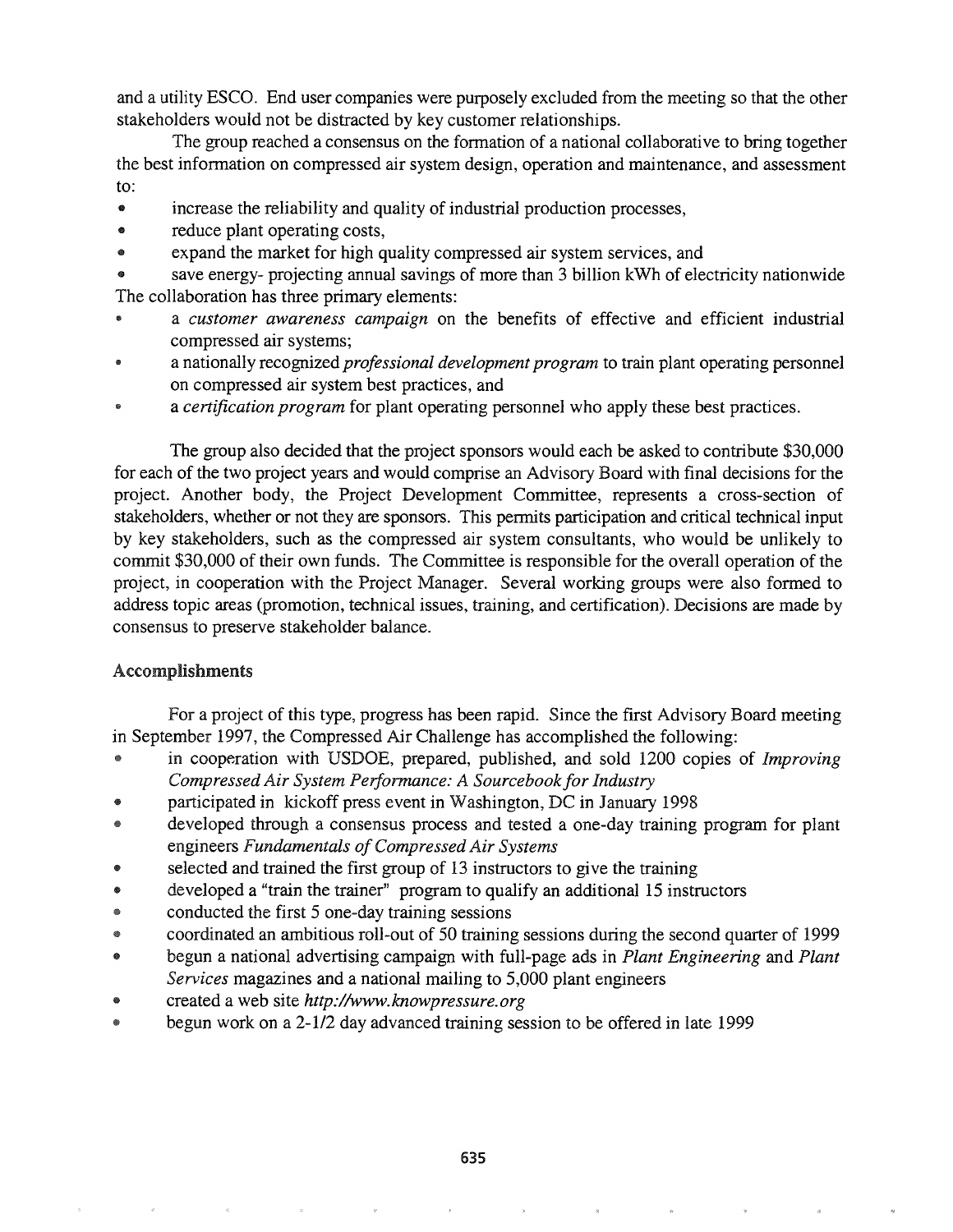and a utility ESCO. End user companies were purposely excluded from the meeting so that the other stakeholders would not be distracted by key customer relationships.

The group reached a consensus on the formation of a national collaborative to bring together the best information on compressed air system design, operation and maintenance, and assessment to:

- increase the reliability and quality of industrial production processes,
- reduce plant operating costs,
- expand the market for high quality compressed air system services, and
- save energy- projecting annual savings of more than 3 billion kWh of electricity nationwide

The collaboration has three primary elements:

- a *customer awareness campaign* on the benefits of effective and efficient industrial compressed air systems;
- a nationally recognized *professional development program* to train plant operating personnel on compressed air system best practices, and
- a *certification program* for plant operating personnel who apply these best practices.

The group also decided that the project sponsors would each be asked to contribute $30,000 for each of the two project years and would comprise an Advisory Board with final decisions for the project. Another body, the Project Development Committee, represents a cross-section of stakeholders, whether or not they are sponsors. This permits participation and critical technical input by key stakeholders, such as the compressed air system consultants, who would be unlikely to commit $30,000 of their own funds. The Committee is responsible for the overall operation of the project, in cooperation with the Project Manager. Several working groups were also formed to address topic areas (promotion, technical issues, training, and certification). Decisions are made by consensus to preserve stakeholder balance.

## Accomplishments

For a project of this type, progress has been rapid. Since the first Advisory Board meeting in September 1997, the Compressed Air Challenge has accomplished the following:

- in cooperation with USDOE, prepared, published, and sold 1200 copies of *Improving Compressed Air System Performance: A Sourcebook for Industry*
- participated in kickoff press event in Washington, DC in January 1998
- developed through a consensus process and tested a one-day training program for plant engineers *Fundamentals of Compressed Air Systems*
- selected and trained the first group of 13 instructors to give the training
- developed a "train the trainer" program to qualify an additional 15 instructors
- conducted the first 5 one-day training sessions
- coordinated an ambitious roll-out of 50 training sessions during the second quarter of 1999
- begun a national advertising campaign with full-page ads in *Plant Engineering* and *Plant Services* magazines and a national mailing to 5,000 plant engineers
- created a web site *http://www.knowpressure.org*
- begun work on a 2-1/2 day advanced training session to be offered in late 1999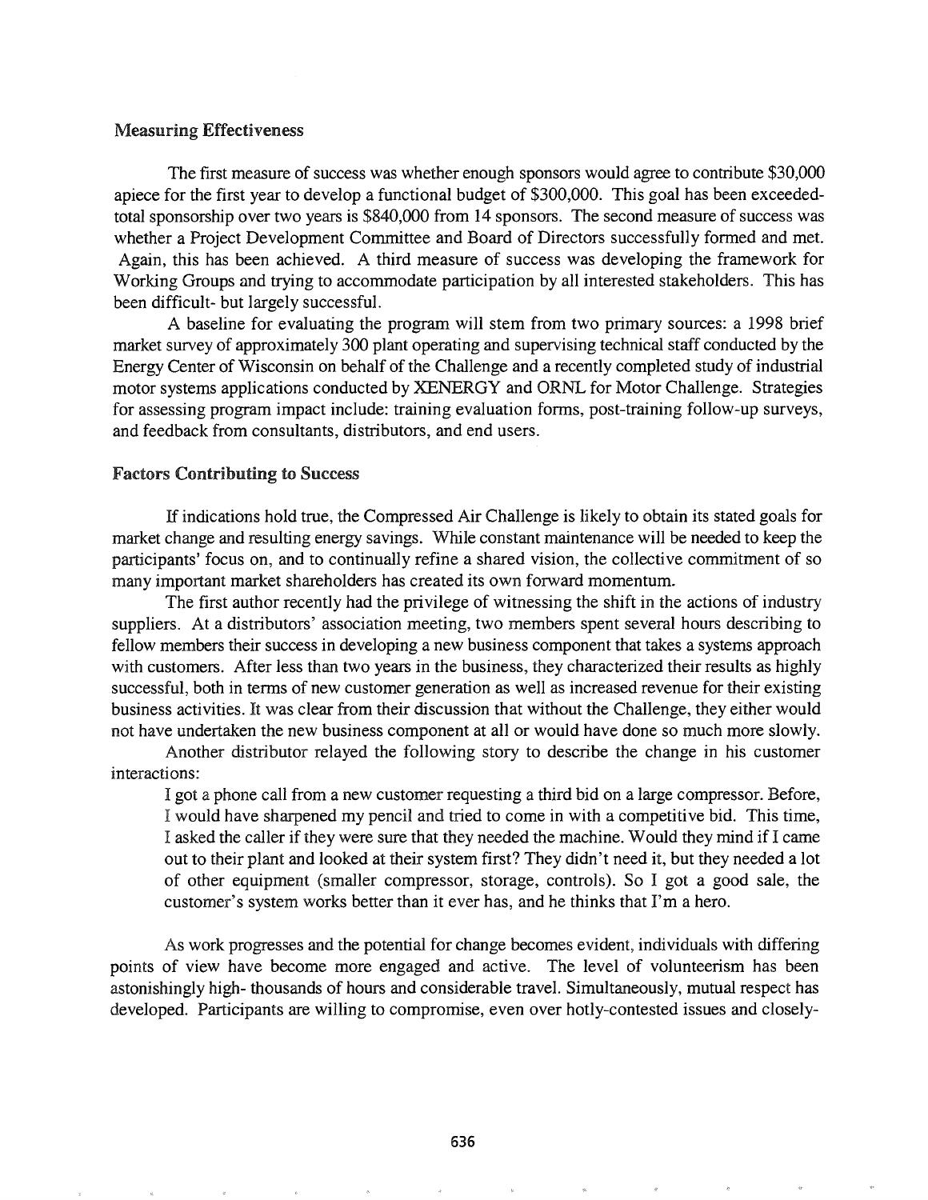### Measuring Effectiveness

The first measure of success was whether enough sponsors would agree to contribute $30,000 apiece for the first year to develop a functional budget of $300,000. This goal has been exceeded- total sponsorship over two years is $840,000 from 14 sponsors. The second measure of success was whether a Project Development Committee and Board of Directors successfully formed and met. Again, this has been achieved. A third measure of success was developing the framework for Working Groups and trying to accommodate participation by all interested stakeholders. This has been difficult- but largely successful.

A baseline for evaluating the program will stem from two primary sources: a 1998 brief market survey of approximately 300 plant operating and supervising technical staff conducted by the Energy Center of Wisconsin on behalf of the Challenge and a recently completed study of industrial motor systems applications conducted by XENERGY and ORNL for Motor Challenge. Strategies for assessing program impact include: training evaluation forms, post-training follow-up surveys, and feedback from consultants, distributors, and end users.

### Factors Contributing to Success

If indications hold true, the Compressed Air Challenge is likely to obtain its stated goals for market change and resulting energy savings. While constant maintenance will be needed to keep the participants' focus on, and to continually refine a shared vision, the collective commitment of so many important market shareholders has created its own forward momentum.

The first author recently had the privilege of witnessing the shift in the actions of industry suppliers. At a distributors' association meeting, two members spent several hours describing to fellow members their success in developing a new business component that takes a systems approach with customers. After less than two years in the business, they characterized their results as highly successful, both in terms of new customer generation as well as increased revenue for their existing business activities. It was clear from their discussion that without the Challenge, they either would not have undertaken the new business component at all or would have done so much more slowly.

Another distributor relayed the following story to describe the change in his customer interactions:

> I got a phone call from a new customer requesting a third bid on a large compressor. Before, I would have sharpened my pencil and tried to come in with a competitive bid. This time, I asked the caller if they were sure that they needed the machine. Would they mind if I came out to their plant and looked at their system first? They didn't need it, but they needed a lot of other equipment (smaller compressor, storage, controls). So I got a good sale, the customer's system works better than it ever has, and he thinks that I'm a hero.

As work progresses and the potential for change becomes evident, individuals with differing points of view have become more engaged and active. The level of volunteerism has been astonishingly high- thousands of hours and considerable travel. Simultaneously, mutual respect has developed. Participants are willing to compromise, even over hotly-contested issues and closely-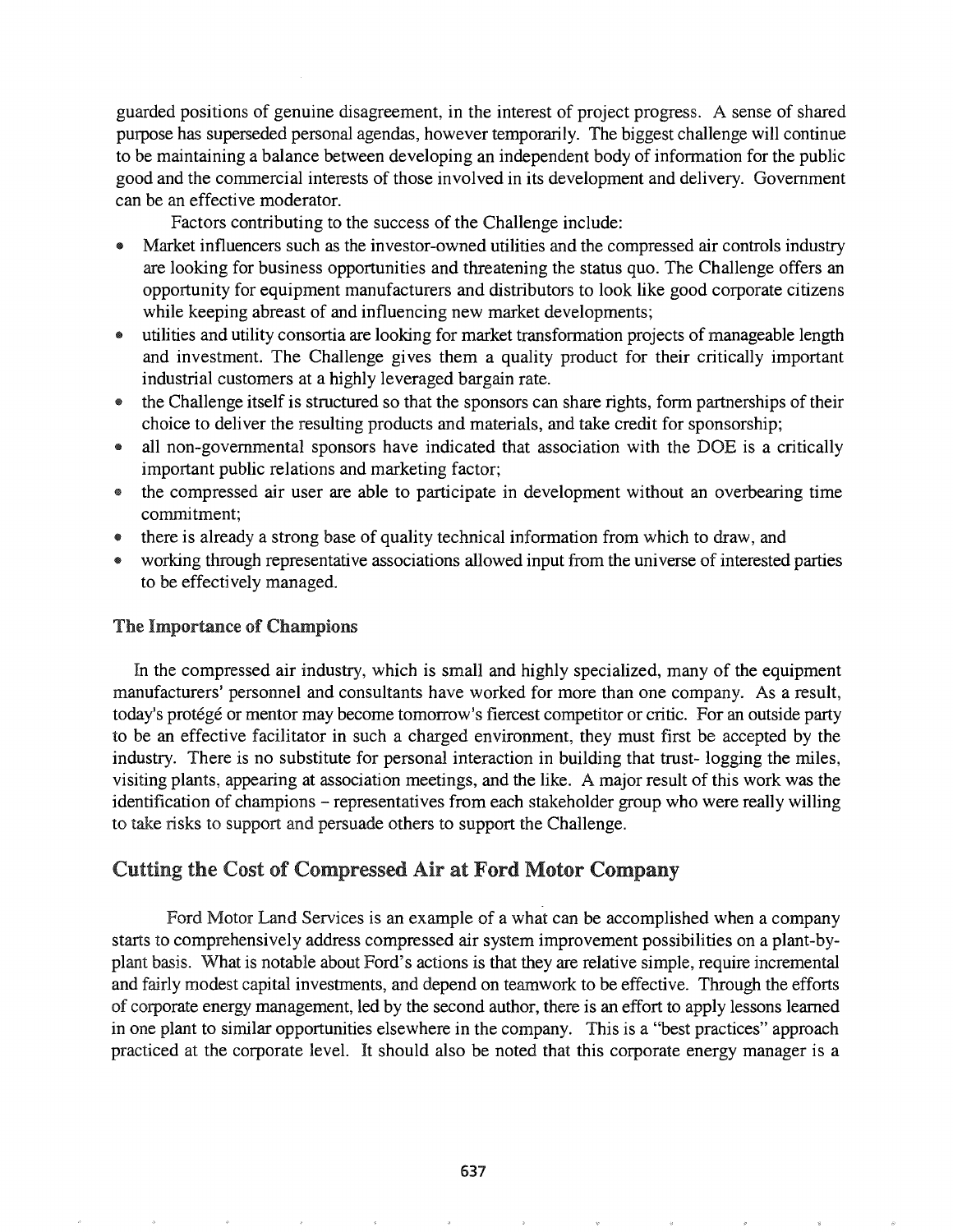guarded positions of genuine disagreement, in the interest of project progress. A sense of shared purpose has superseded personal agendas, however temporarily. The biggest challenge will continue to be maintaining a balance between developing an independent body of information for the public good and the commercial interests of those involved in its development and delivery. Government can be an effective moderator.

Factors contributing to the success of the Challenge include:

- Market influencers such as the investor-owned utilities and the compressed air controls industry are looking for business opportunities and threatening the status quo. The Challenge offers an opportunity for equipment manufacturers and distributors to look like good corporate citizens while keeping abreast of and influencing new market developments;
- utilities and utility consortia are looking for market transformation projects of manageable length and investment. The Challenge gives them a quality product for their critically important industrial customers at a highly leveraged bargain rate.
- the Challenge itself is structured so that the sponsors can share rights, form partnerships of their choice to deliver the resulting products and materials, and take credit for sponsorship;
- all non-governmental sponsors have indicated that association with the DOE is a critically important public relations and marketing factor;
- the compressed air user are able to participate in development without an overbearing time commitment;
- there is already a strong base of quality technical information from which to draw, and
- working through representative associations allowed input from the universe of interested parties to be effectively managed.

### The Importance of Champions

In the compressed air industry, which is small and highly specialized, many of the equipment manufacturers' personnel and consultants have worked for more than one company. As a result, today's protégé or mentor may become tomorrow's fiercest competitor or critic. For an outside party to be an effective facilitator in such a charged environment, they must first be accepted by the industry. There is no substitute for personal interaction in building that trust- logging the miles, visiting plants, appearing at association meetings, and the like. A major result of this work was the identification of champions – representatives from each stakeholder group who were really willing to take risks to support and persuade others to support the Challenge.

## Cutting the Cost of Compressed Air at Ford Motor Company

Ford Motor Land Services is an example of a what can be accomplished when a company starts to comprehensively address compressed air system improvement possibilities on a plant-by-plant basis. What is notable about Ford's actions is that they are relative simple, require incremental and fairly modest capital investments, and depend on teamwork to be effective. Through the efforts of corporate energy management, led by the second author, there is an effort to apply lessons learned in one plant to similar opportunities elsewhere in the company. This is a "best practices" approach practiced at the corporate level. It should also be noted that this corporate energy manager is a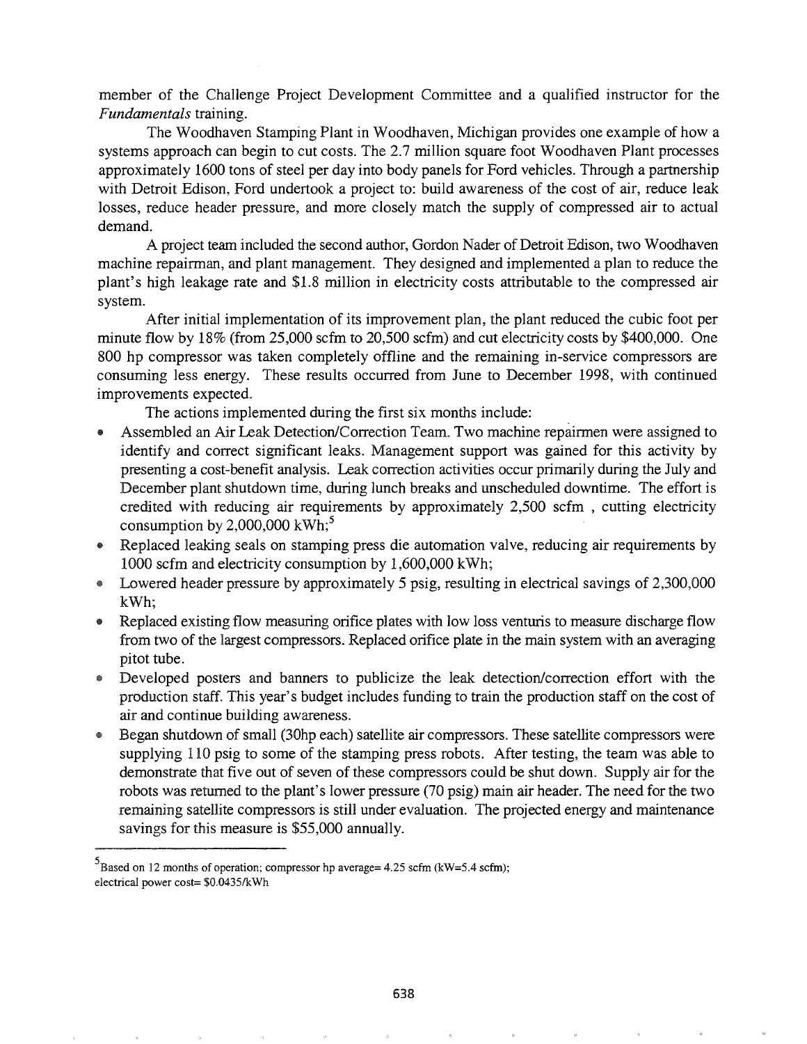member of the Challenge Project Development Committee and a qualified instructor for the *Fundamentals* training.

The Woodhaven Stamping Plant in Woodhaven, Michigan provides one example of how a systems approach can begin to cut costs. The 2.7 million square foot Woodhaven Plant processes approximately 1600 tons of steel per day into body panels for Ford vehicles. Through a partnership with Detroit Edison, Ford undertook a project to: build awareness of the cost of air, reduce leak losses, reduce header pressure, and more closely match the supply of compressed air to actual demand.

A project team included the second author, Gordon Nader of Detroit Edison, two Woodhaven machine repairman, and plant management. They designed and implemented a plan to reduce the plant's high leakage rate and $1.8 million in electricity costs attributable to the compressed air system.

After initial implementation of its improvement plan, the plant reduced the cubic foot per minute flow by 18% (from 25,000 scfm to 20,500 scfm) and cut electricity costs by $400,000. One 800 hp compressor was taken completely offline and the remaining in-service compressors are consuming less energy. These results occurred from June to December 1998, with continued improvements expected.

The actions implemented during the first six months include:

- Assembled an Air Leak Detection/Correction Team. Two machine repairmen were assigned to identify and correct significant leaks. Management support was gained for this activity by presenting a cost-benefit analysis. Leak correction activities occur primarily during the July and December plant shutdown time, during lunch breaks and unscheduled downtime. The effort is credited with reducing air requirements by approximately 2,500 scfm , cutting electricity consumption by 2,000,000 kWh;[5]
- Replaced leaking seals on stamping press die automation valve, reducing air requirements by 1000 scfm and electricity consumption by 1,600,000 kWh;
- Lowered header pressure by approximately 5 psig, resulting in electrical savings of 2,300,000 kWh;
- Replaced existing flow measuring orifice plates with low loss venturis to measure discharge flow from two of the largest compressors. Replaced orifice plate in the main system with an averaging pitot tube.
- Developed posters and banners to publicize the leak detection/correction effort with the production staff. This year's budget includes funding to train the production staff on the cost of air and continue building awareness.
- Began shutdown of small (30hp each) satellite air compressors. These satellite compressors were supplying 110 psig to some of the stamping press robots. After testing, the team was able to demonstrate that five out of seven of these compressors could be shut down. Supply air for the robots was returned to the plant's lower pressure (70 psig) main air header. The need for the two remaining satellite compressors is still under evaluation. The projected energy and maintenance savings for this measure is $55,000 annually.

---

[5] Based on 12 months of operation; compressor hp average= 4.25 scfm (kW=5.4 scfm); electrical power cost= $0.0435/kWh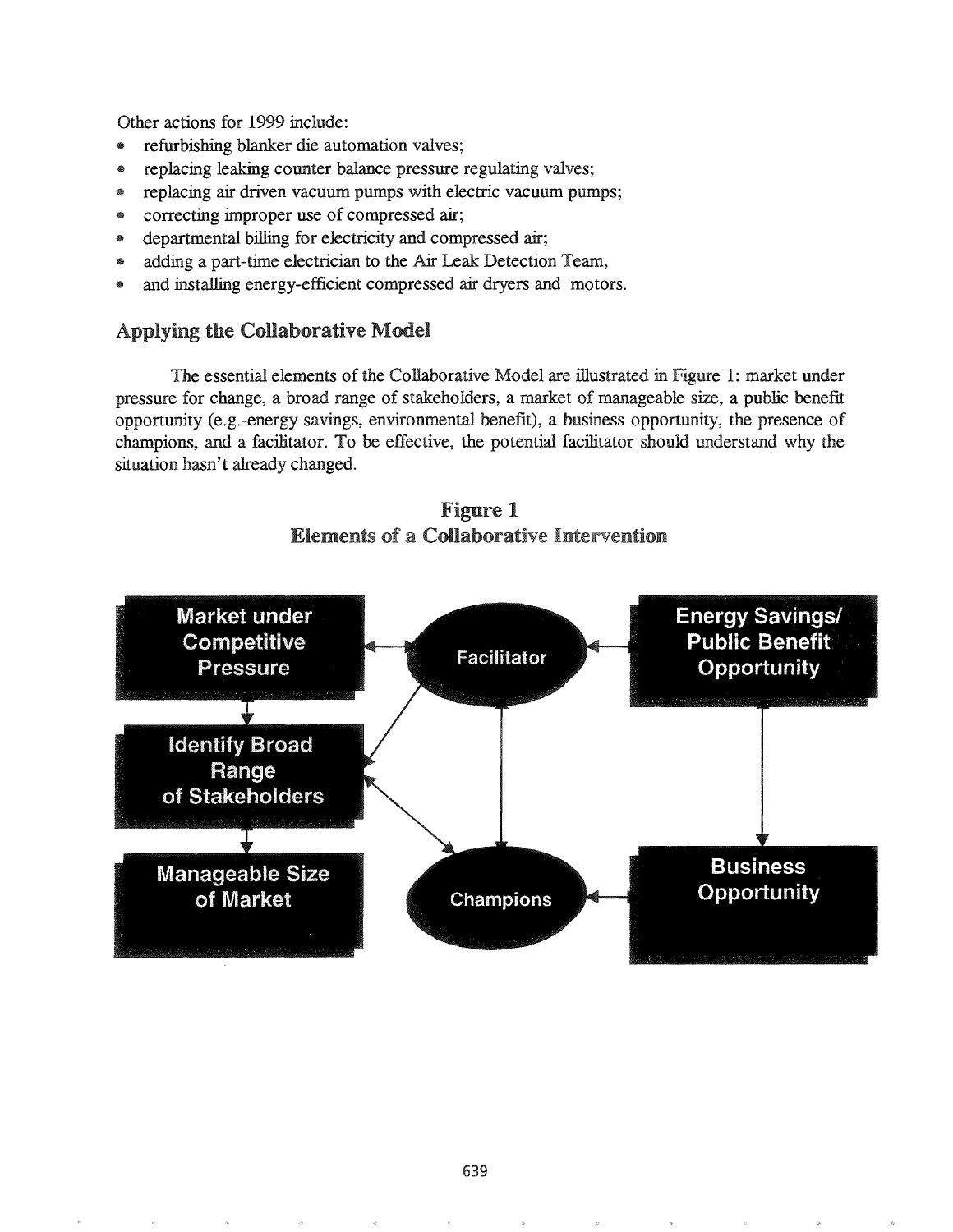Other actions for 1999 include:

- refurbishing blanker die automation valves;
- replacing leaking counter balance pressure regulating valves;
- replacing air driven vacuum pumps with electric vacuum pumps;
- correcting improper use of compressed air;
- departmental billing for electricity and compressed air;
- adding a part-time electrician to the Air Leak Detection Team,
- and installing energy-efficient compressed air dryers and motors.

## Applying the Collaborative Model

The essential elements of the Collaborative Model are illustrated in Figure 1: market under pressure for change, a broad range of stakeholders, a market of manageable size, a public benefit opportunity (e.g.-energy savings, environmental benefit), a business opportunity, the presence of champions, and a facilitator. To be effective, the potential facilitator should understand why the situation hasn't already changed.

**Figure 1**
**Elements of a Collaborative Intervention**

Market under Competitive Pressure

Identify Broad Range of Stakeholders

Manageable Size of Market

Facilitator

Champions

Energy Savings/ Public Benefit Opportunity

Business Opportunity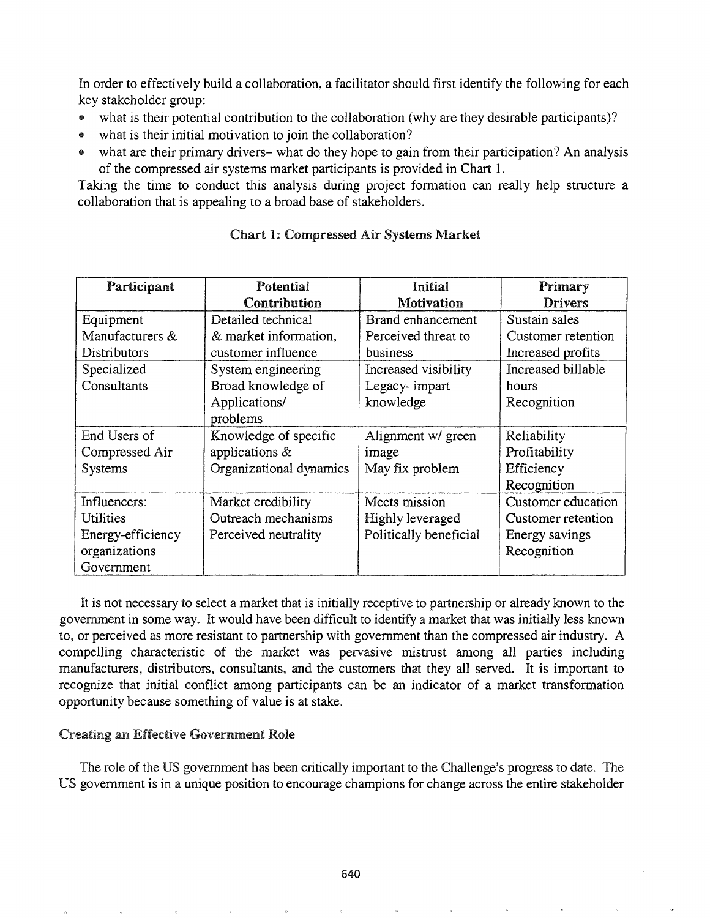In order to effectively build a collaboration, a facilitator should first identify the following for each key stakeholder group:

- what is their potential contribution to the collaboration (why are they desirable participants)?
- what is their initial motivation to join the collaboration?
- what are their primary drivers- what do they hope to gain from their participation? An analysis of the compressed air systems market participants is provided in Chart 1.

Taking the time to conduct this analysis during project formation can really help structure a collaboration that is appealing to a broad base of stakeholders.

**Chart 1: Compressed Air Systems Market**

| Participant | Potential Contribution | Initial Motivation | Primary Drivers |
|---|---|---|---|
| Equipment Manufacturers & Distributors | Detailed technical & market information, customer influence | Brand enhancement Perceived threat to business | Sustain sales Customer retention Increased profits |
| Specialized Consultants | System engineering Broad knowledge of Applications/ problems | Increased visibility Legacy- impart knowledge | Increased billable hours Recognition |
| End Users of Compressed Air Systems | Knowledge of specific applications & Organizational dynamics | Alignment w/ green image May fix problem | Reliability Profitability Efficiency Recognition |
| Influencers: Utilities Energy-efficiency organizations Government | Market credibility Outreach mechanisms Perceived neutrality | Meets mission Highly leveraged Politically beneficial | Customer education Customer retention Energy savings Recognition |

It is not necessary to select a market that is initially receptive to partnership or already known to the government in some way. It would have been difficult to identify a market that was initially less known to, or perceived as more resistant to partnership with government than the compressed air industry. A compelling characteristic of the market was pervasive mistrust among all parties including manufacturers, distributors, consultants, and the customers that they all served. It is important to recognize that initial conflict among participants can be an indicator of a market transformation opportunity because something of value is at stake.

## Creating an Effective Government Role

The role of the US government has been critically important to the Challenge's progress to date. The US government is in a unique position to encourage champions for change across the entire stakeholder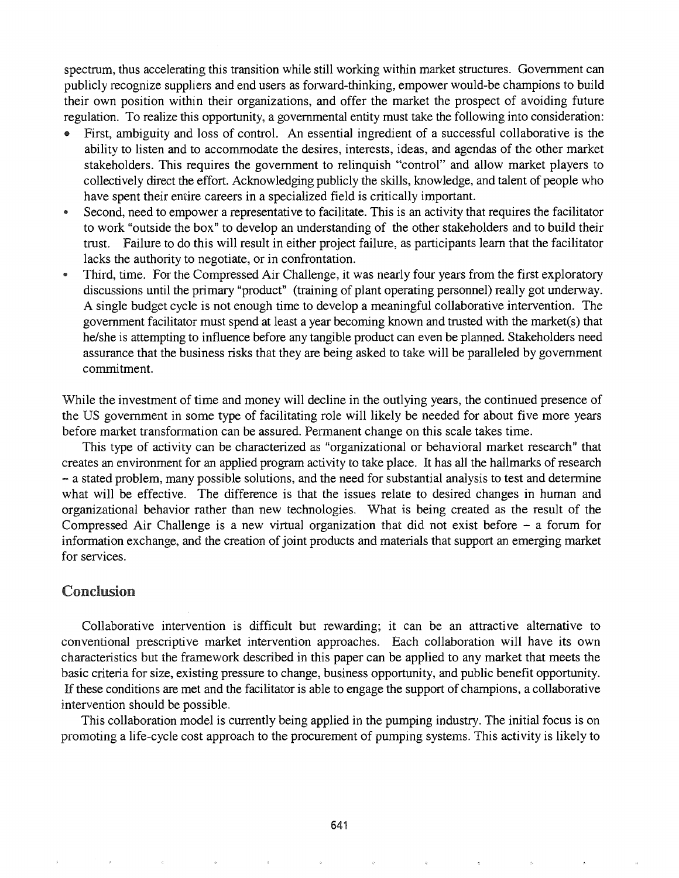spectrum, thus accelerating this transition while still working within market structures. Government can publicly recognize suppliers and end users as forward-thinking, empower would-be champions to build their own position within their organizations, and offer the market the prospect of avoiding future regulation. To realize this opportunity, a governmental entity must take the following into consideration:

- First, ambiguity and loss of control. An essential ingredient of a successful collaborative is the ability to listen and to accommodate the desires, interests, ideas, and agendas of the other market stakeholders. This requires the government to relinquish "control" and allow market players to collectively direct the effort. Acknowledging publicly the skills, knowledge, and talent of people who have spent their entire careers in a specialized field is critically important.
- Second, need to empower a representative to facilitate. This is an activity that requires the facilitator to work "outside the box" to develop an understanding of the other stakeholders and to build their trust. Failure to do this will result in either project failure, as participants learn that the facilitator lacks the authority to negotiate, or in confrontation.
- Third, time. For the Compressed Air Challenge, it was nearly four years from the first exploratory discussions until the primary "product" (training of plant operating personnel) really got underway. A single budget cycle is not enough time to develop a meaningful collaborative intervention. The government facilitator must spend at least a year becoming known and trusted with the market(s) that he/she is attempting to influence before any tangible product can even be planned. Stakeholders need assurance that the business risks that they are being asked to take will be paralleled by government commitment.

While the investment of time and money will decline in the outlying years, the continued presence of the US government in some type of facilitating role will likely be needed for about five more years before market transformation can be assured. Permanent change on this scale takes time.

This type of activity can be characterized as "organizational or behavioral market research" that creates an environment for an applied program activity to take place. It has all the hallmarks of research – a stated problem, many possible solutions, and the need for substantial analysis to test and determine what will be effective. The difference is that the issues relate to desired changes in human and organizational behavior rather than new technologies. What is being created as the result of the Compressed Air Challenge is a new virtual organization that did not exist before – a forum for information exchange, and the creation of joint products and materials that support an emerging market for services.

## Conclusion

Collaborative intervention is difficult but rewarding; it can be an attractive alternative to conventional prescriptive market intervention approaches. Each collaboration will have its own characteristics but the framework described in this paper can be applied to any market that meets the basic criteria for size, existing pressure to change, business opportunity, and public benefit opportunity. If these conditions are met and the facilitator is able to engage the support of champions, a collaborative intervention should be possible.

This collaboration model is currently being applied in the pumping industry. The initial focus is on promoting a life-cycle cost approach to the procurement of pumping systems. This activity is likely to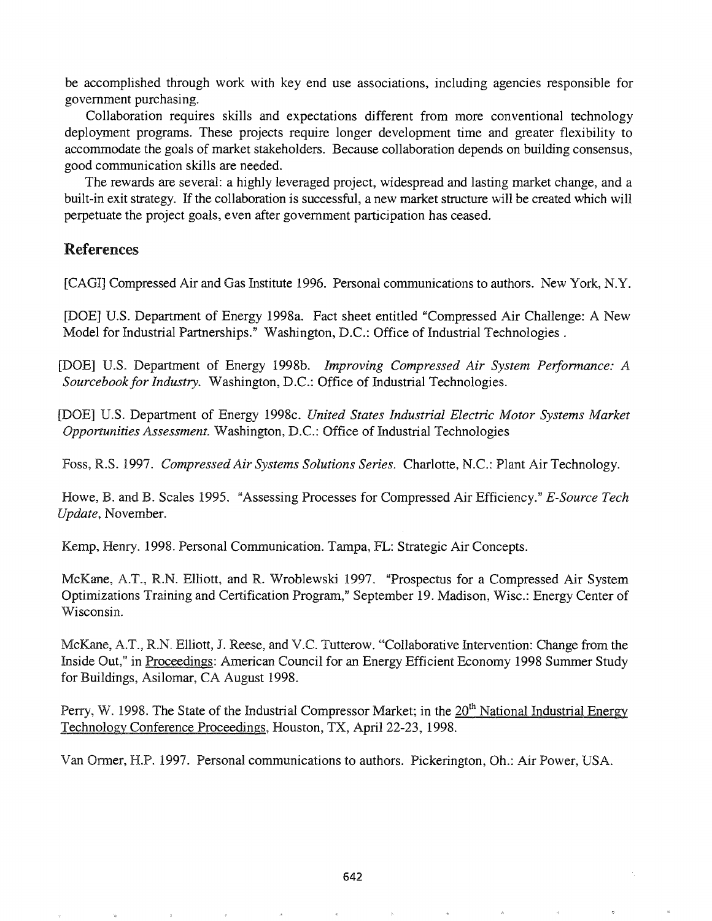be accomplished through work with key end use associations, including agencies responsible for government purchasing.

Collaboration requires skills and expectations different from more conventional technology deployment programs. These projects require longer development time and greater flexibility to accommodate the goals of market stakeholders. Because collaboration depends on building consensus, good communication skills are needed.

The rewards are several: a highly leveraged project, widespread and lasting market change, and a built-in exit strategy. If the collaboration is successful, a new market structure will be created which will perpetuate the project goals, even after government participation has ceased.

## References

[CAGI] Compressed Air and Gas Institute 1996. Personal communications to authors. New York, N.Y.

[DOE] U.S. Department of Energy 1998a. Fact sheet entitled "Compressed Air Challenge: A New Model for Industrial Partnerships." Washington, D.C.: Office of Industrial Technologies .

[DOE] U.S. Department of Energy 1998b. *Improving Compressed Air System Performance: A Sourcebook for Industry.* Washington, D.C.: Office of Industrial Technologies.

[DOE] U.S. Department of Energy 1998c. *United States Industrial Electric Motor Systems Market Opportunities Assessment.* Washington, D.C.: Office of Industrial Technologies

Foss, R.S. 1997. *Compressed Air Systems Solutions Series.* Charlotte, N.C.: Plant Air Technology.

Howe, B. and B. Scales 1995. "Assessing Processes for Compressed Air Efficiency." *E-Source Tech Update*, November.

Kemp, Henry. 1998. Personal Communication. Tampa, FL: Strategic Air Concepts.

McKane, A.T., R.N. Elliott, and R. Wroblewski 1997. "Prospectus for a Compressed Air System Optimizations Training and Certification Program," September 19. Madison, Wisc.: Energy Center of Wisconsin.

McKane, A.T., R.N. Elliott, J. Reese, and V.C. Tutterow. "Collaborative Intervention: Change from the Inside Out," in Proceedings: American Council for an Energy Efficient Economy 1998 Summer Study for Buildings, Asilomar, CA August 1998.

Perry, W. 1998. The State of the Industrial Compressor Market; in the 20th National Industrial Energy Technology Conference Proceedings, Houston, TX, April 22-23, 1998.

Van Ormer, H.P. 1997. Personal communications to authors. Pickerington, Oh.: Air Power, USA.